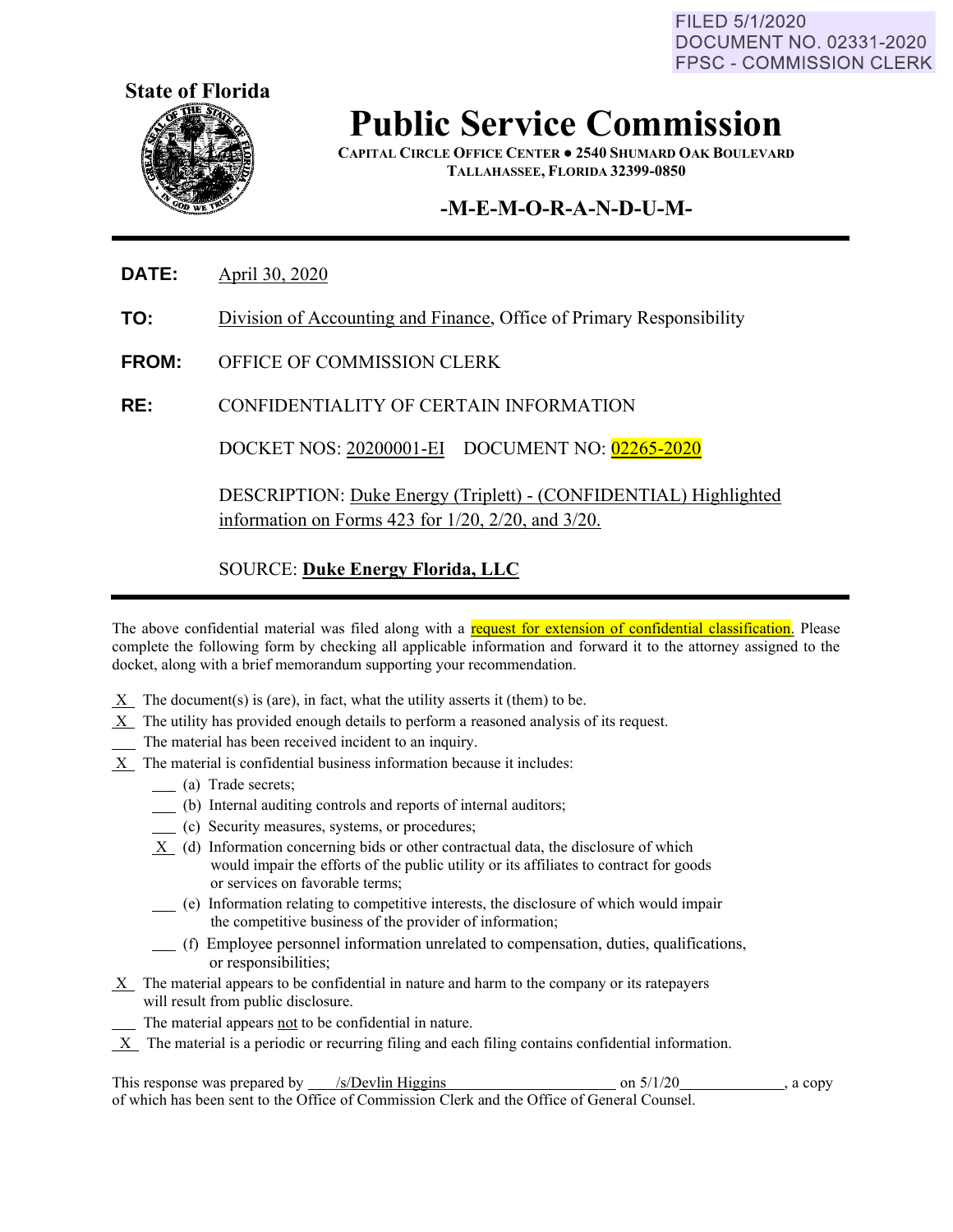FILED 5/1/2020
DOCUMENT NO. 02331-2020
FPSC - COMMISSION CLERK

**State of Florida**

# Public Service Commission

CAPITAL CIRCLE OFFICE CENTER ● 2540 SHUMARD OAK BOULEVARD
TALLAHASSEE, FLORIDA 32399-0850

## -M-E-M-O-R-A-N-D-U-M-

**DATE:** April 30, 2020

**TO:** Division of Accounting and Finance, Office of Primary Responsibility

**FROM:** OFFICE OF COMMISSION CLERK

**RE:** CONFIDENTIALITY OF CERTAIN INFORMATION

DOCKET NOS: 20200001-EI DOCUMENT NO: 02265-2020

DESCRIPTION: Duke Energy (Triplett) - (CONFIDENTIAL) Highlighted information on Forms 423 for 1/20, 2/20, and 3/20.

SOURCE: **Duke Energy Florida, LLC**

---

The above confidential material was filed along with a request for extension of confidential classification. Please complete the following form by checking all applicable information and forward it to the attorney assigned to the docket, along with a brief memorandum supporting your recommendation.

\_X\_ The document(s) is (are), in fact, what the utility asserts it (them) to be.
\_X\_ The utility has provided enough details to perform a reasoned analysis of its request.
\_\_\_ The material has been received incident to an inquiry.
\_X\_ The material is confidential business information because it includes:

- \_\_\_ (a) Trade secrets;
- \_\_\_ (b) Internal auditing controls and reports of internal auditors;
- \_\_\_ (c) Security measures, systems, or procedures;
- \_X\_ (d) Information concerning bids or other contractual data, the disclosure of which would impair the efforts of the public utility or its affiliates to contract for goods or services on favorable terms;
- \_\_\_ (e) Information relating to competitive interests, the disclosure of which would impair the competitive business of the provider of information;
- \_\_\_ (f) Employee personnel information unrelated to compensation, duties, qualifications, or responsibilities;

\_X\_ The material appears to be confidential in nature and harm to the company or its ratepayers will result from public disclosure.
\_\_\_ The material appears not to be confidential in nature.
\_X\_ The material is a periodic or recurring filing and each filing contains confidential information.

This response was prepared by /s/Devlin Higgins on 5/1/20, a copy of which has been sent to the Office of Commission Clerk and the Office of General Counsel.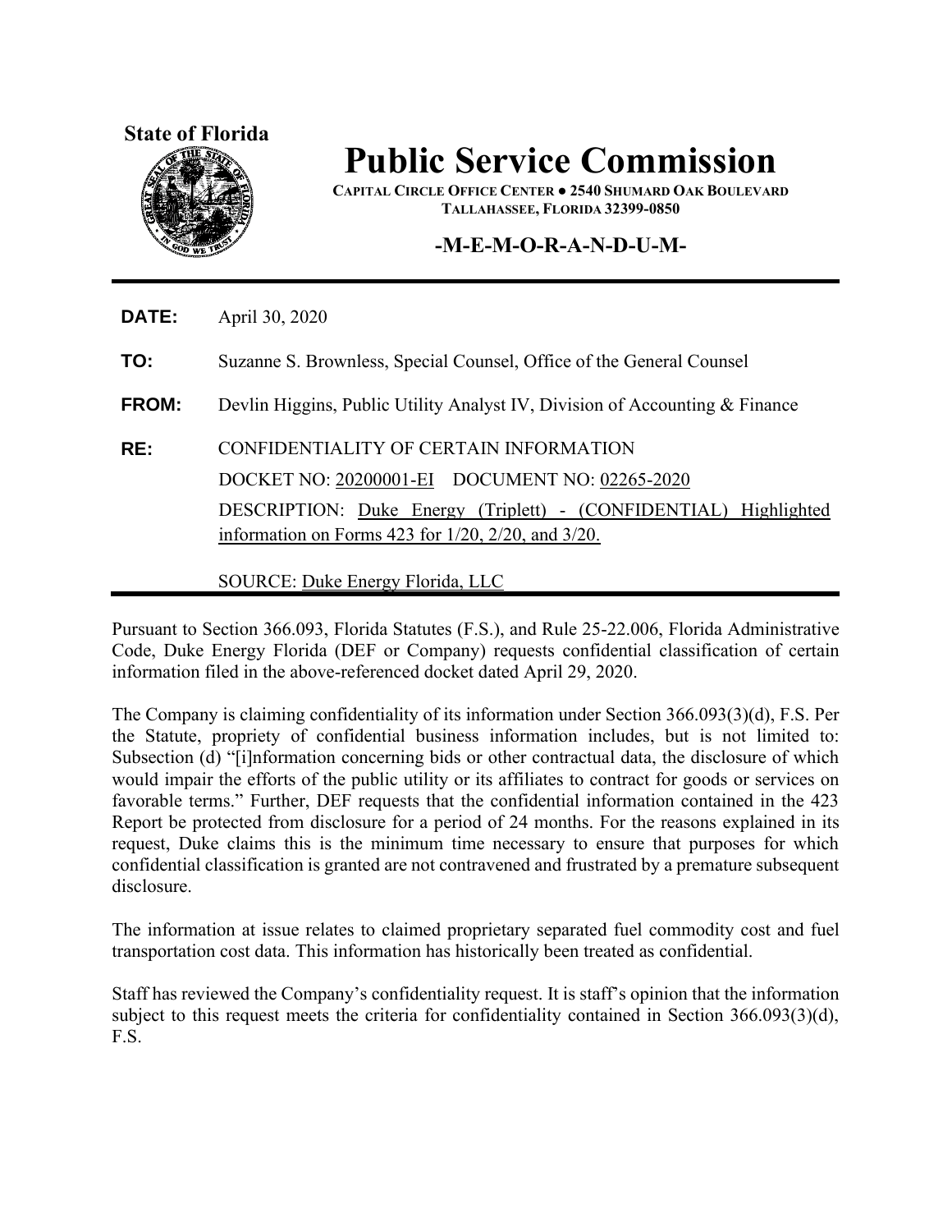State of Florida

# Public Service Commission

**CAPITAL CIRCLE OFFICE CENTER ● 2540 SHUMARD OAK BOULEVARD**
**TALLAHASSEE, FLORIDA 32399-0850**

## -M-E-M-O-R-A-N-D-U-M-

**DATE:** April 30, 2020

**TO:** Suzanne S. Brownless, Special Counsel, Office of the General Counsel

**FROM:** Devlin Higgins, Public Utility Analyst IV, Division of Accounting & Finance

**RE:** CONFIDENTIALITY OF CERTAIN INFORMATION
DOCKET NO: 20200001-EI    DOCUMENT NO: 02265-2020
DESCRIPTION: Duke Energy (Triplett) - (CONFIDENTIAL) Highlighted information on Forms 423 for 1/20, 2/20, and 3/20.

SOURCE: Duke Energy Florida, LLC

---

Pursuant to Section 366.093, Florida Statutes (F.S.), and Rule 25-22.006, Florida Administrative Code, Duke Energy Florida (DEF or Company) requests confidential classification of certain information filed in the above-referenced docket dated April 29, 2020.

The Company is claiming confidentiality of its information under Section 366.093(3)(d), F.S. Per the Statute, propriety of confidential business information includes, but is not limited to: Subsection (d) "[i]nformation concerning bids or other contractual data, the disclosure of which would impair the efforts of the public utility or its affiliates to contract for goods or services on favorable terms." Further, DEF requests that the confidential information contained in the 423 Report be protected from disclosure for a period of 24 months. For the reasons explained in its request, Duke claims this is the minimum time necessary to ensure that purposes for which confidential classification is granted are not contravened and frustrated by a premature subsequent disclosure.

The information at issue relates to claimed proprietary separated fuel commodity cost and fuel transportation cost data. This information has historically been treated as confidential.

Staff has reviewed the Company's confidentiality request. It is staff's opinion that the information subject to this request meets the criteria for confidentiality contained in Section 366.093(3)(d), F.S.